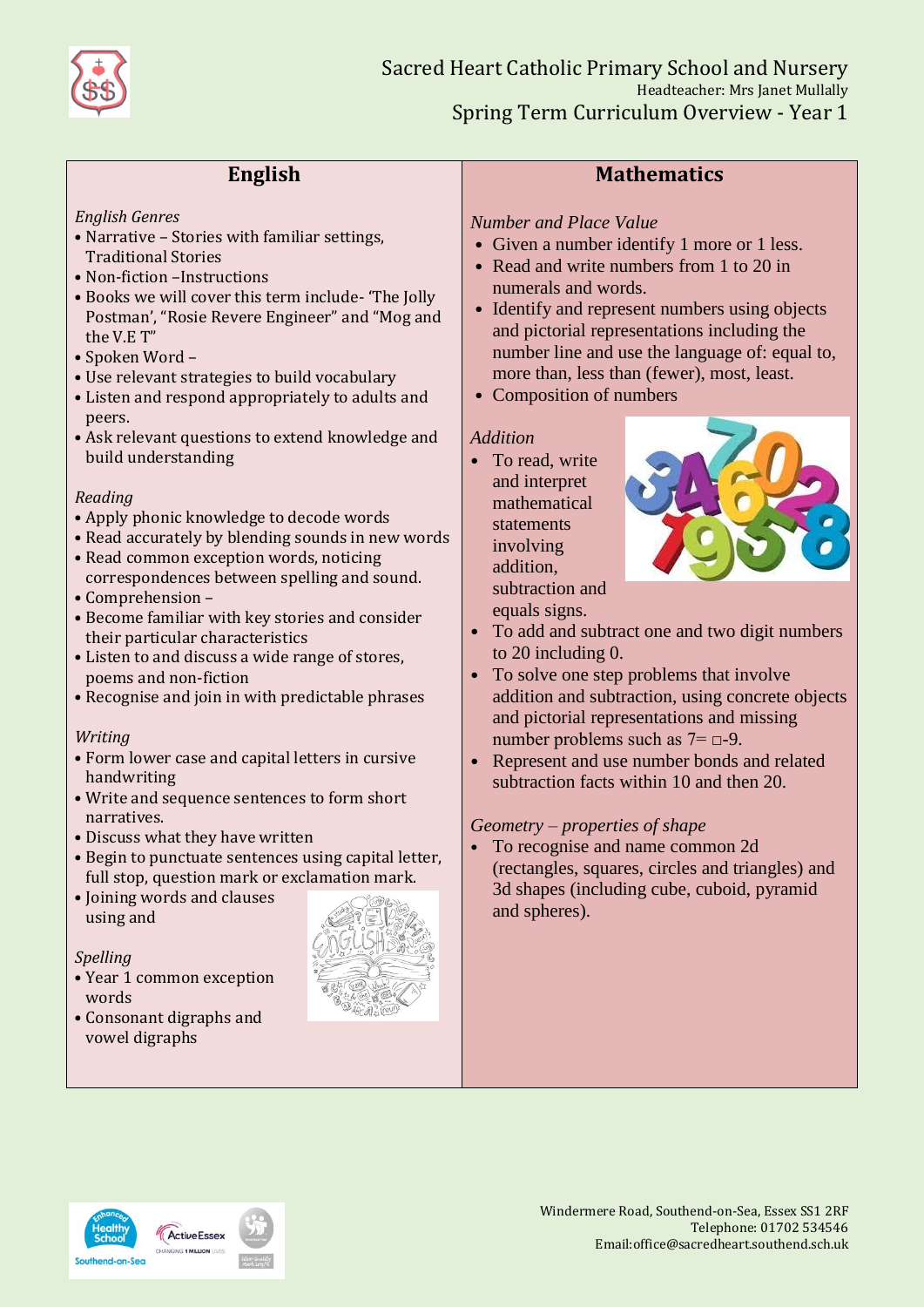# Sacred Heart Catholic Primary School and Nursery

Headteacher: Mrs Janet Mullally

## Spring Term Curriculum Overview - Year 1

## English

*English Genres*

- Narrative – Stories with familiar settings, Traditional Stories
- Non-fiction –Instructions
- Books we will cover this term include- 'The Jolly Postman', "Rosie Revere Engineer" and "Mog and the V.E T"
- Spoken Word –
- Use relevant strategies to build vocabulary
- Listen and respond appropriately to adults and peers.
- Ask relevant questions to extend knowledge and build understanding

*Reading*

- Apply phonic knowledge to decode words
- Read accurately by blending sounds in new words
- Read common exception words, noticing correspondences between spelling and sound.
- Comprehension –
- Become familiar with key stories and consider their particular characteristics
- Listen to and discuss a wide range of stores, poems and non-fiction
- Recognise and join in with predictable phrases

*Writing*

- Form lower case and capital letters in cursive handwriting
- Write and sequence sentences to form short narratives.
- Discuss what they have written
- Begin to punctuate sentences using capital letter, full stop, question mark or exclamation mark.
- Joining words and clauses using and

*Spelling*

- Year 1 common exception words
- Consonant digraphs and vowel digraphs

## Mathematics

*Number and Place Value*

- Given a number identify 1 more or 1 less.
- Read and write numbers from 1 to 20 in numerals and words.
- Identify and represent numbers using objects and pictorial representations including the number line and use the language of: equal to, more than, less than (fewer), most, least.
- Composition of numbers

*Addition*

- To read, write and interpret mathematical statements involving addition, subtraction and equals signs.
- To add and subtract one and two digit numbers to 20 including 0.
- To solve one step problems that involve addition and subtraction, using concrete objects and pictorial representations and missing number problems such as $7 = \square - 9$.
- Represent and use number bonds and related subtraction facts within 10 and then 20.

*Geometry – properties of shape*

- To recognise and name common 2d (rectangles, squares, circles and triangles) and 3d shapes (including cube, cuboid, pyramid and spheres).

Windermere Road, Southend-on-Sea, Essex SS1 2RF
Telephone: 01702 534546
Email:office@sacredheart.southend.sch.uk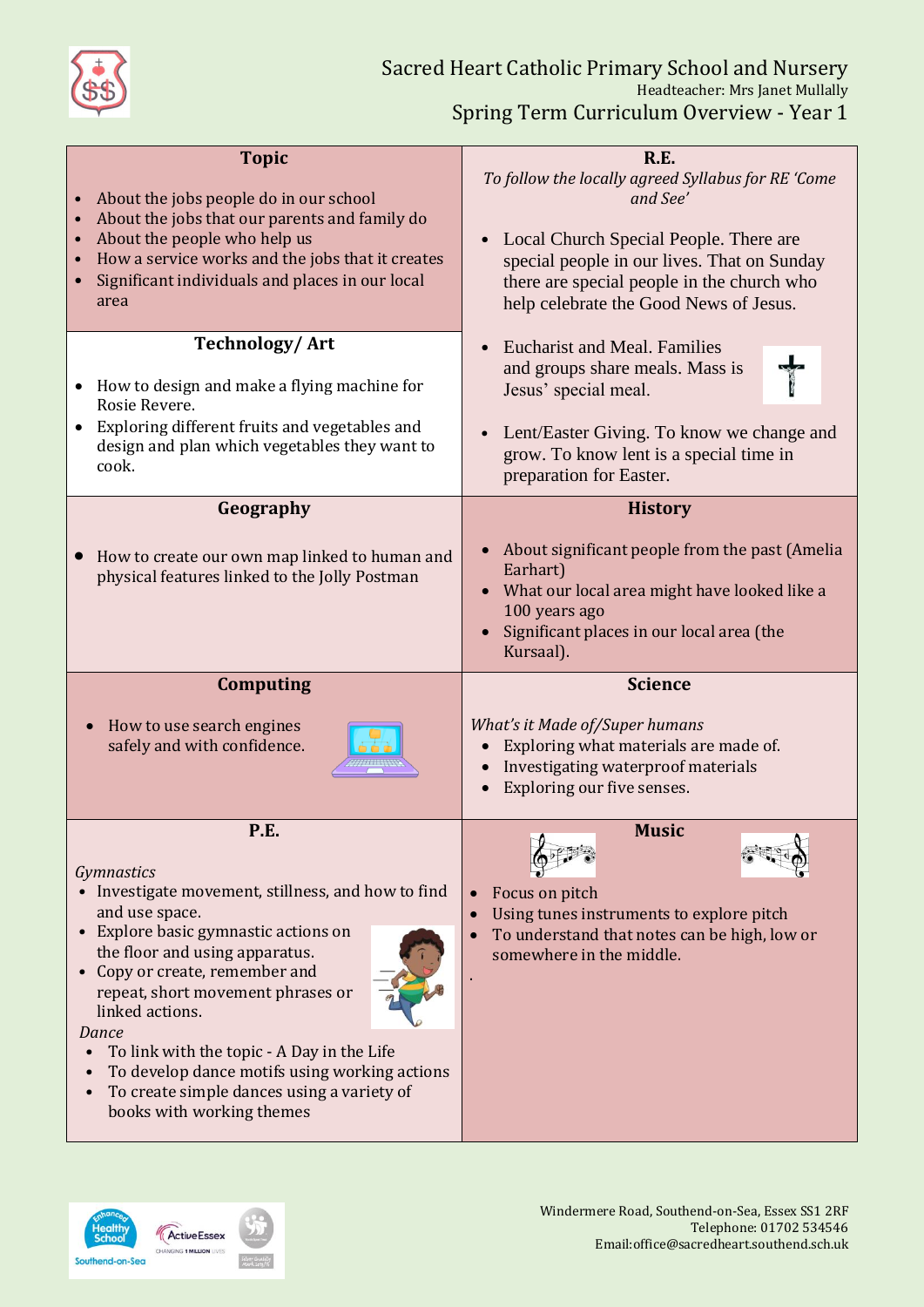# Sacred Heart Catholic Primary School and Nursery

Headteacher: Mrs Janet Mullally

## Spring Term Curriculum Overview - Year 1

### Topic

- About the jobs people do in our school
- About the jobs that our parents and family do
- About the people who help us
- How a service works and the jobs that it creates
- Significant individuals and places in our local area

### R.E.

*To follow the locally agreed Syllabus for RE 'Come and See'*

- Local Church Special People. There are special people in our lives. That on Sunday there are special people in the church who help celebrate the Good News of Jesus.
- Eucharist and Meal. Families and groups share meals. Mass is Jesus' special meal.
- Lent/Easter Giving. To know we change and grow. To know lent is a special time in preparation for Easter.

### Technology/ Art

- How to design and make a flying machine for Rosie Revere.
- Exploring different fruits and vegetables and design and plan which vegetables they want to cook.

### Geography

- How to create our own map linked to human and physical features linked to the Jolly Postman

### History

- About significant people from the past (Amelia Earhart)
- What our local area might have looked like a 100 years ago
- Significant places in our local area (the Kursaal).

### Computing

- How to use search engines safely and with confidence.

### Science

*What's it Made of/Super humans*

- Exploring what materials are made of.
- Investigating waterproof materials
- Exploring our five senses.

### P.E.

*Gymnastics*

- Investigate movement, stillness, and how to find and use space.
- Explore basic gymnastic actions on the floor and using apparatus.
- Copy or create, remember and repeat, short movement phrases or linked actions.

*Dance*

- To link with the topic - A Day in the Life
- To develop dance motifs using working actions
- To create simple dances using a variety of books with working themes

### Music

- Focus on pitch
- Using tunes instruments to explore pitch
- To understand that notes can be high, low or somewhere in the middle.

.

Windermere Road, Southend-on-Sea, Essex SS1 2RF
Telephone: 01702 534546
Email:office@sacredheart.southend.sch.uk